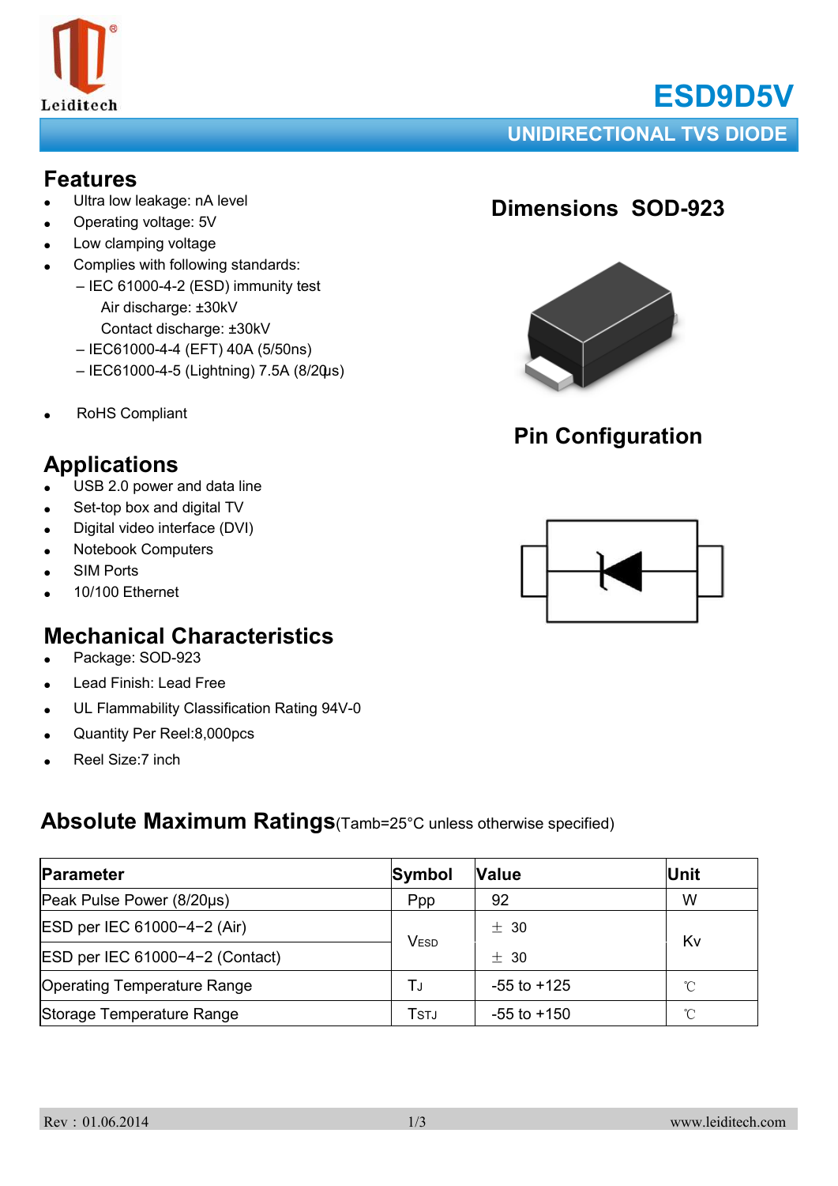# ESD9D5V

## UNIDIRECTIONAL TVS DIODE

## Features

- Ultra low leakage: nA level
- Operating voltage: 5V
- Low clamping voltage
- Complies with following standards:
  – IEC 61000-4-2 (ESD) immunity test
    Air discharge: ±30kV
    Contact discharge: ±30kV
  – IEC61000-4-4 (EFT) 40A (5/50ns)
  – IEC61000-4-5 (Lightning) 7.5A (8/20μs)
- RoHS Compliant

## Dimensions SOD-923

## Pin Configuration

## Applications

- USB 2.0 power and data line
- Set-top box and digital TV
- Digital video interface (DVI)
- Notebook Computers
- SIM Ports
- 10/100 Ethernet

## Mechanical Characteristics

- Package: SOD-923
- Lead Finish: Lead Free
- UL Flammability Classification Rating 94V-0
- Quantity Per Reel:8,000pcs
- Reel Size:7 inch

## Absolute Maximum Ratings (Tamb=25°C unless otherwise specified)

| Parameter | Symbol | Value | Unit |
|---|---|---|---|
| Peak Pulse Power (8/20μs) | Ppp | 92 | W |
| ESD per IEC 61000−4−2 (Air) | $V_{ESD}$ | ± 30 | Kv |
| ESD per IEC 61000−4−2 (Contact) | | ± 30 | |
| Operating Temperature Range | $T_J$ | -55 to +125 | ℃ |
| Storage Temperature Range | $T_{STJ}$ | -55 to +150 | ℃ |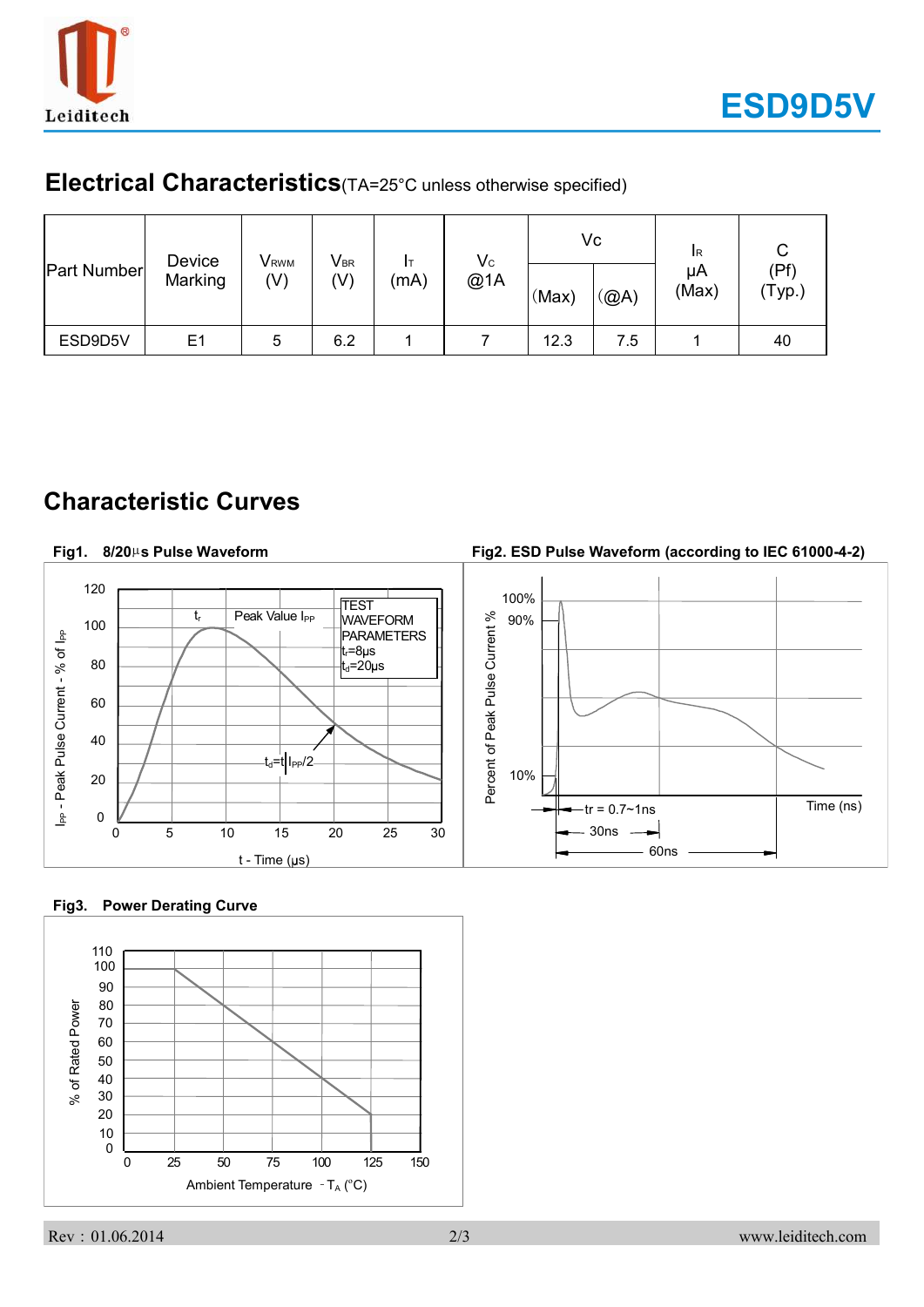## Electrical Characteristics (TA=25°C unless otherwise specified)

| Part Number | Device Marking | $V_{RWM}$ (V) | $V_{BR}$ (V) | $I_T$ (mA) | $V_C$ @1A | $V_C$ | | $I_R$ µA (Max) | C (Pf) (Typ.) |
|---|---|---|---|---|---|---|---|---|---|
| | | | | | | (Max) | (@A) | | |
| ESD9D5V | E1 | 5 | 6.2 | 1 | 7 | 12.3 | 7.5 | 1 | 40 |

## Characteristic Curves

**Fig1. 8/20µs Pulse Waveform**

**Fig2. ESD Pulse Waveform (according to IEC 61000-4-2)**

**Fig3. Power Derating Curve**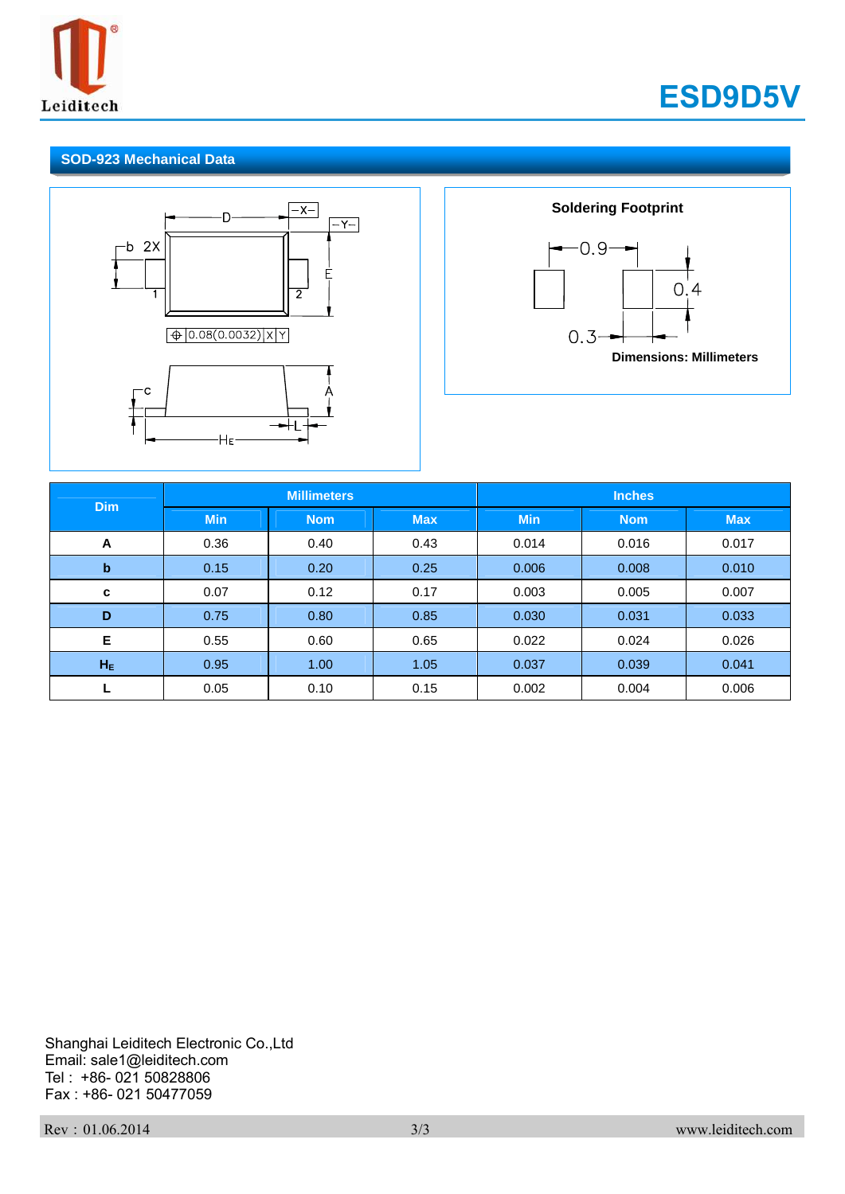# ESD9D5V

## SOD-923 Mechanical Data

D
X
Y
b 2X
E
1
2
0.08(0.0032) X Y
c
A
L
$H_E$

**Soldering Footprint**

0.9
0.4
0.3

**Dimensions: Millimeters**

| Dim | Millimeters | | | Inches | | |
|---|---|---|---|---|---|---|
| | Min | Nom | Max | Min | Nom | Max |
| A | 0.36 | 0.40 | 0.43 | 0.014 | 0.016 | 0.017 |
| b | 0.15 | 0.20 | 0.25 | 0.006 | 0.008 | 0.010 |
| c | 0.07 | 0.12 | 0.17 | 0.003 | 0.005 | 0.007 |
| D | 0.75 | 0.80 | 0.85 | 0.030 | 0.031 | 0.033 |
| E | 0.55 | 0.60 | 0.65 | 0.022 | 0.024 | 0.026 |
| $H_E$ | 0.95 | 1.00 | 1.05 | 0.037 | 0.039 | 0.041 |
| L | 0.05 | 0.10 | 0.15 | 0.002 | 0.004 | 0.006 |

Shanghai Leiditech Electronic Co.,Ltd
Email: sale1@leiditech.com
Tel : +86- 021 50828806
Fax : +86- 021 50477059

Rev : 01.06.2014 www.leiditech.com